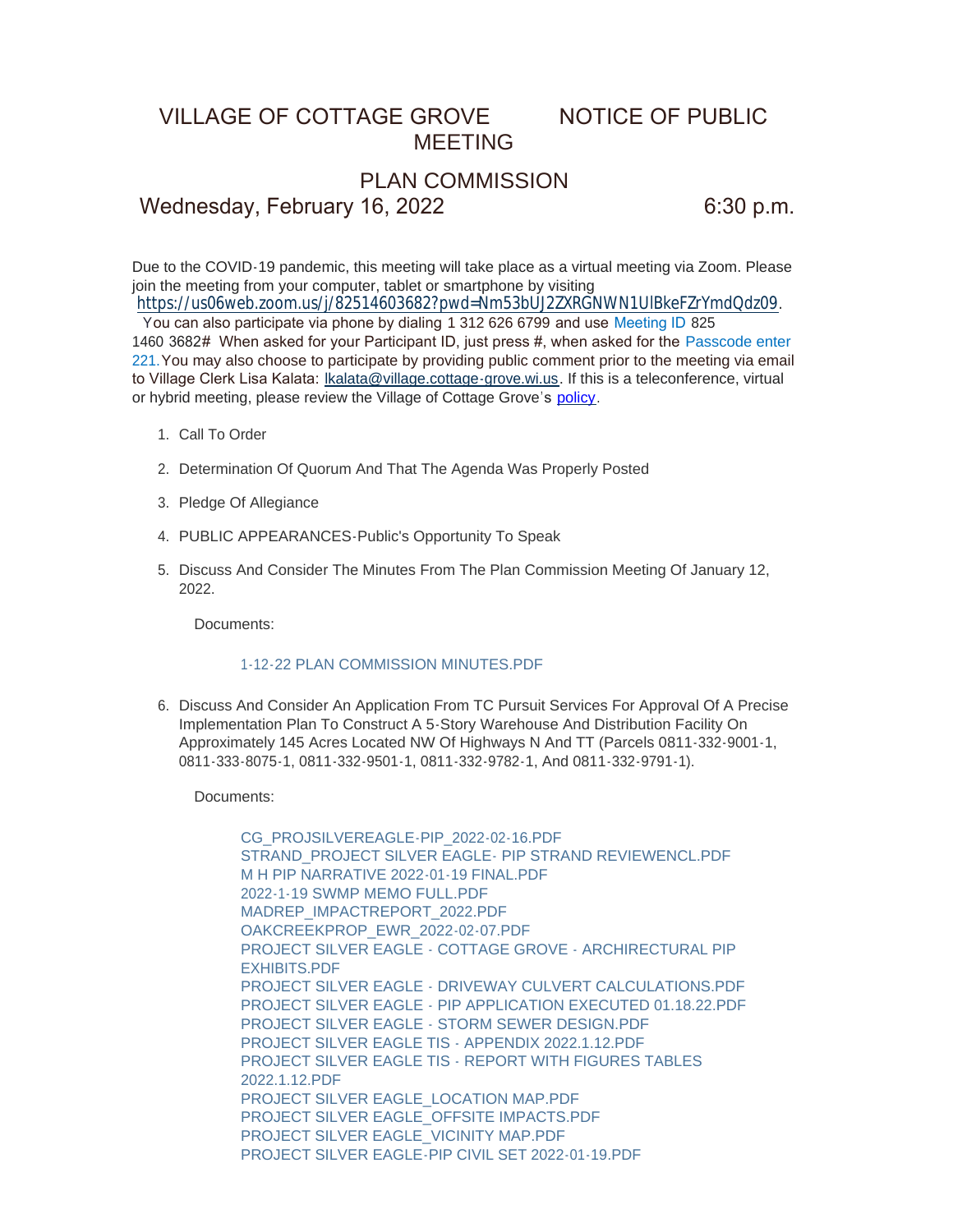# VILLAGE OF COTTAGE GROVE NOTICE OF PUBLIC MEETING

## PLAN COMMISSION

Wednesday, February 16, 2022 6:30 p.m.

Due to the COVID-19 pandemic, this meeting will take place as a virtual meeting via Zoom. Please join the meeting from your computer, tablet or smartphone by visiting https://us06web.zoom.us/j/82514603682?pwd=Nm53bUJ2ZXRGNWN1UlBkeFZrYmdQdz09. You can also participate via phone by dialing 1 312 626 6799 and use Meeting ID 825 1460 3682# When asked for your Participant ID, just press #, when asked for the Passcode enter 221. You may also choose to participate by providing public comment prior to the meeting via email to Village Clerk Lisa Kalata: lkalata@village.cottage-grove.wi.us. If this is a teleconference, virtual or hybrid meeting, please review the Village of Cottage Grove's policy.

1. Call To Order
2. Determination Of Quorum And That The Agenda Was Properly Posted
3. Pledge Of Allegiance
4. PUBLIC APPEARANCES-Public's Opportunity To Speak
5. Discuss And Consider The Minutes From The Plan Commission Meeting Of January 12, 2022.

   Documents:

   1-12-22 PLAN COMMISSION MINUTES.PDF

6. Discuss And Consider An Application From TC Pursuit Services For Approval Of A Precise Implementation Plan To Construct A 5-Story Warehouse And Distribution Facility On Approximately 145 Acres Located NW Of Highways N And TT (Parcels 0811-332-9001-1, 0811-333-8075-1, 0811-332-9501-1, 0811-332-9782-1, And 0811-332-9791-1).

   Documents:

   CG_PROJSILVEREAGLE-PIP_2022-02-16.PDF
   STRAND_PROJECT SILVER EAGLE- PIP STRAND REVIEWENCL.PDF
   M H PIP NARRATIVE 2022-01-19 FINAL.PDF
   2022-1-19 SWMP MEMO FULL.PDF
   MADREP_IMPACTREPORT_2022.PDF
   OAKCREEKPROP_EWR_2022-02-07.PDF
   PROJECT SILVER EAGLE - COTTAGE GROVE - ARCHIRECTURAL PIP EXHIBITS.PDF
   PROJECT SILVER EAGLE - DRIVEWAY CULVERT CALCULATIONS.PDF
   PROJECT SILVER EAGLE - PIP APPLICATION EXECUTED 01.18.22.PDF
   PROJECT SILVER EAGLE - STORM SEWER DESIGN.PDF
   PROJECT SILVER EAGLE TIS - APPENDIX 2022.1.12.PDF
   PROJECT SILVER EAGLE TIS - REPORT WITH FIGURES TABLES 2022.1.12.PDF
   PROJECT SILVER EAGLE_LOCATION MAP.PDF
   PROJECT SILVER EAGLE_OFFSITE IMPACTS.PDF
   PROJECT SILVER EAGLE_VICINITY MAP.PDF
   PROJECT SILVER EAGLE-PIP CIVIL SET 2022-01-19.PDF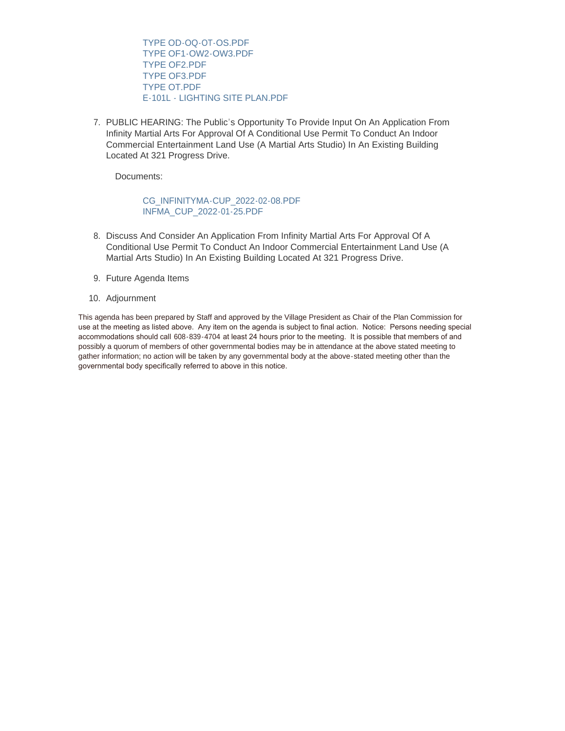TYPE OD-OQ-OT-OS.PDF
TYPE OF1-OW2-OW3.PDF
TYPE OF2.PDF
TYPE OF3.PDF
TYPE OT.PDF
E-101L - LIGHTING SITE PLAN.PDF

7. PUBLIC HEARING: The Public's Opportunity To Provide Input On An Application From Infinity Martial Arts For Approval Of A Conditional Use Permit To Conduct An Indoor Commercial Entertainment Land Use (A Martial Arts Studio) In An Existing Building Located At 321 Progress Drive.

   Documents:

   CG_INFINITYMA-CUP_2022-02-08.PDF
   INFMA_CUP_2022-01-25.PDF

8. Discuss And Consider An Application From Infinity Martial Arts For Approval Of A Conditional Use Permit To Conduct An Indoor Commercial Entertainment Land Use (A Martial Arts Studio) In An Existing Building Located At 321 Progress Drive.

9. Future Agenda Items

10. Adjournment

This agenda has been prepared by Staff and approved by the Village President as Chair of the Plan Commission for use at the meeting as listed above. Any item on the agenda is subject to final action. Notice: Persons needing special accommodations should call 608-839-4704 at least 24 hours prior to the meeting. It is possible that members of and possibly a quorum of members of other governmental bodies may be in attendance at the above stated meeting to gather information; no action will be taken by any governmental body at the above-stated meeting other than the governmental body specifically referred to above in this notice.